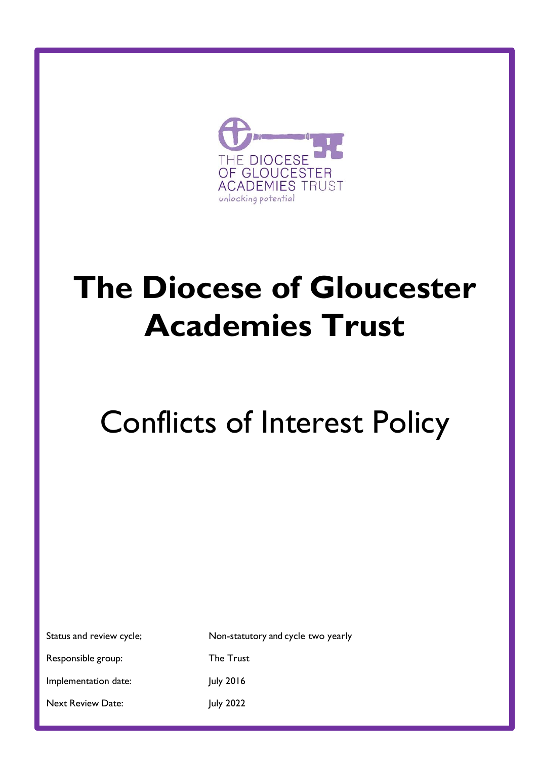THE DIOCESE OF GLOUCESTER ACADEMIES TRUST

unlocking potential

# The Diocese of Gloucester Academies Trust

## Conflicts of Interest Policy

| | |
|---|---|
| Status and review cycle; | Non-statutory and cycle two yearly |
| Responsible group: | The Trust |
| Implementation date: | July 2016 |
| Next Review Date: | July 2022 |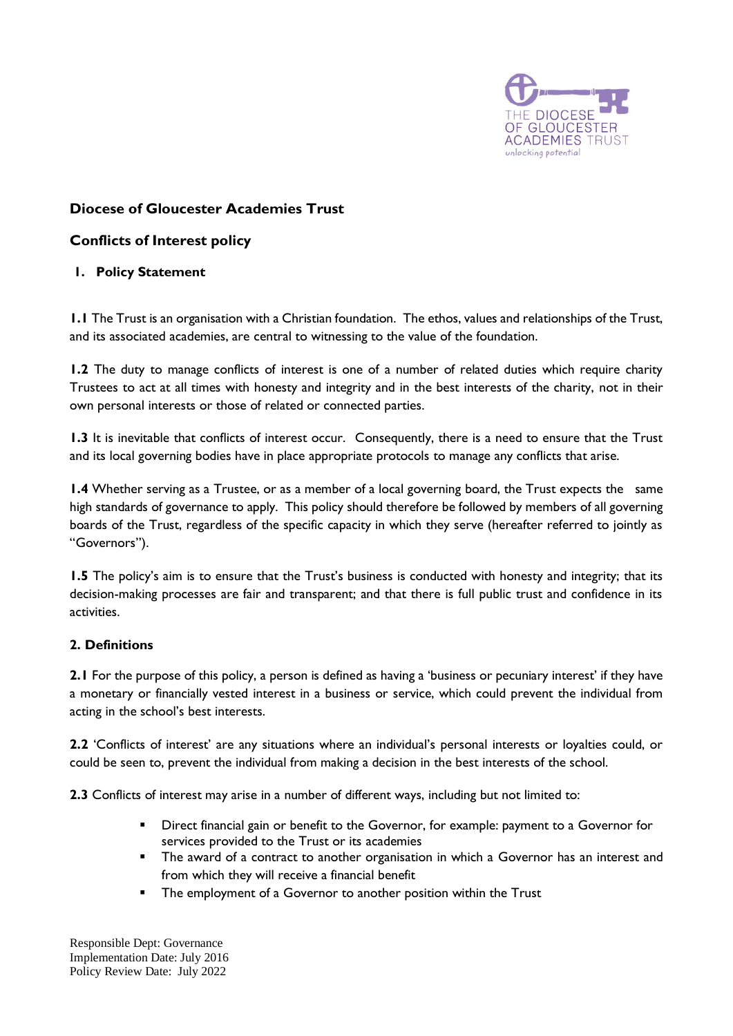## Diocese of Gloucester Academies Trust

## Conflicts of Interest policy

### 1. Policy Statement

**1.1** The Trust is an organisation with a Christian foundation. The ethos, values and relationships of the Trust, and its associated academies, are central to witnessing to the value of the foundation.

**1.2** The duty to manage conflicts of interest is one of a number of related duties which require charity Trustees to act at all times with honesty and integrity and in the best interests of the charity, not in their own personal interests or those of related or connected parties.

**1.3** It is inevitable that conflicts of interest occur. Consequently, there is a need to ensure that the Trust and its local governing bodies have in place appropriate protocols to manage any conflicts that arise.

**1.4** Whether serving as a Trustee, or as a member of a local governing board, the Trust expects the same high standards of governance to apply. This policy should therefore be followed by members of all governing boards of the Trust, regardless of the specific capacity in which they serve (hereafter referred to jointly as "Governors").

**1.5** The policy's aim is to ensure that the Trust's business is conducted with honesty and integrity; that its decision-making processes are fair and transparent; and that there is full public trust and confidence in its activities.

### 2. Definitions

**2.1** For the purpose of this policy, a person is defined as having a 'business or pecuniary interest' if they have a monetary or financially vested interest in a business or service, which could prevent the individual from acting in the school's best interests.

**2.2** 'Conflicts of interest' are any situations where an individual's personal interests or loyalties could, or could be seen to, prevent the individual from making a decision in the best interests of the school.

**2.3** Conflicts of interest may arise in a number of different ways, including but not limited to:

- Direct financial gain or benefit to the Governor, for example: payment to a Governor for services provided to the Trust or its academies
- The award of a contract to another organisation in which a Governor has an interest and from which they will receive a financial benefit
- The employment of a Governor to another position within the Trust

Responsible Dept: Governance
Implementation Date: July 2016
Policy Review Date: July 2022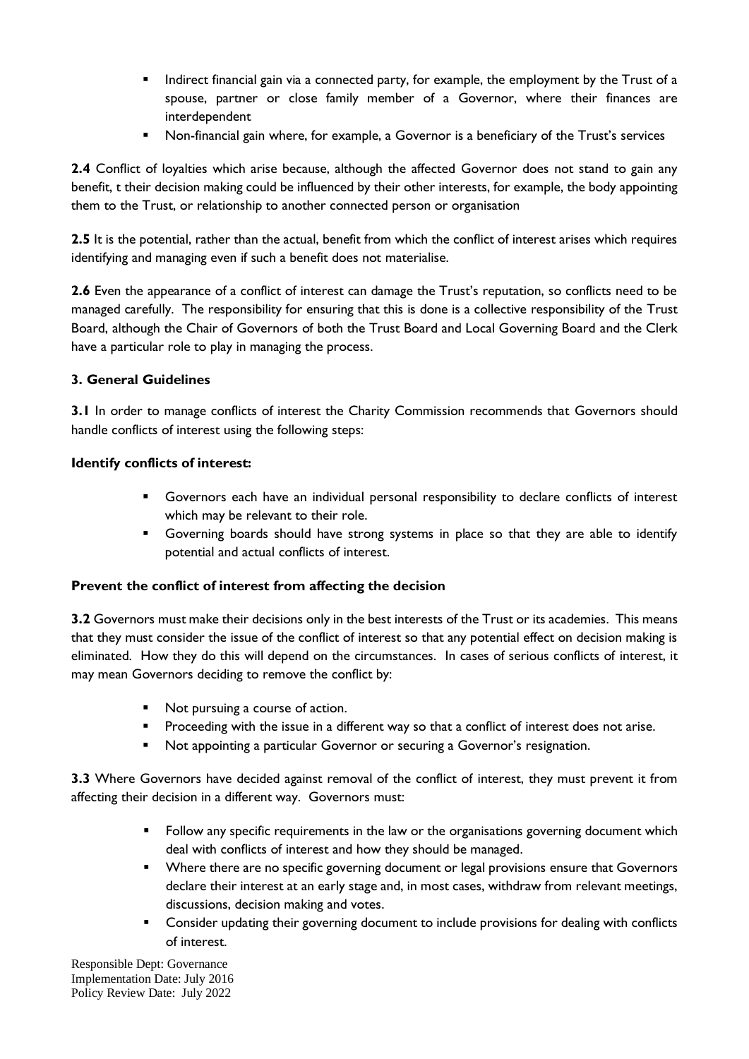- Indirect financial gain via a connected party, for example, the employment by the Trust of a spouse, partner or close family member of a Governor, where their finances are interdependent
- Non-financial gain where, for example, a Governor is a beneficiary of the Trust's services

**2.4** Conflict of loyalties which arise because, although the affected Governor does not stand to gain any benefit, t their decision making could be influenced by their other interests, for example, the body appointing them to the Trust, or relationship to another connected person or organisation

**2.5** It is the potential, rather than the actual, benefit from which the conflict of interest arises which requires identifying and managing even if such a benefit does not materialise.

**2.6** Even the appearance of a conflict of interest can damage the Trust's reputation, so conflicts need to be managed carefully. The responsibility for ensuring that this is done is a collective responsibility of the Trust Board, although the Chair of Governors of both the Trust Board and Local Governing Board and the Clerk have a particular role to play in managing the process.

### 3. General Guidelines

**3.1** In order to manage conflicts of interest the Charity Commission recommends that Governors should handle conflicts of interest using the following steps:

**Identify conflicts of interest:**

- Governors each have an individual personal responsibility to declare conflicts of interest which may be relevant to their role.
- Governing boards should have strong systems in place so that they are able to identify potential and actual conflicts of interest.

**Prevent the conflict of interest from affecting the decision**

**3.2** Governors must make their decisions only in the best interests of the Trust or its academies. This means that they must consider the issue of the conflict of interest so that any potential effect on decision making is eliminated. How they do this will depend on the circumstances. In cases of serious conflicts of interest, it may mean Governors deciding to remove the conflict by:

- Not pursuing a course of action.
- Proceeding with the issue in a different way so that a conflict of interest does not arise.
- Not appointing a particular Governor or securing a Governor's resignation.

**3.3** Where Governors have decided against removal of the conflict of interest, they must prevent it from affecting their decision in a different way. Governors must:

- Follow any specific requirements in the law or the organisations governing document which deal with conflicts of interest and how they should be managed.
- Where there are no specific governing document or legal provisions ensure that Governors declare their interest at an early stage and, in most cases, withdraw from relevant meetings, discussions, decision making and votes.
- Consider updating their governing document to include provisions for dealing with conflicts of interest.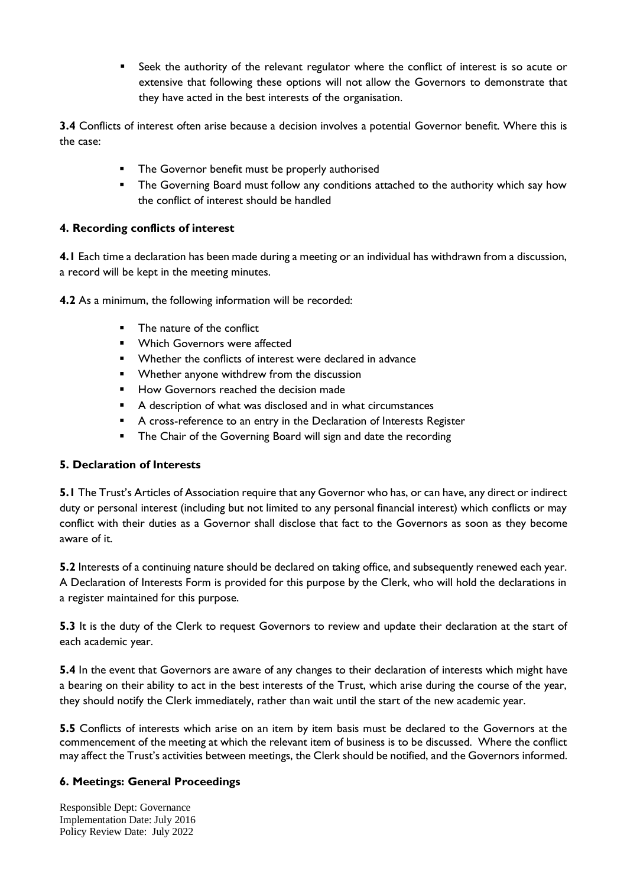- Seek the authority of the relevant regulator where the conflict of interest is so acute or extensive that following these options will not allow the Governors to demonstrate that they have acted in the best interests of the organisation.

**3.4** Conflicts of interest often arise because a decision involves a potential Governor benefit. Where this is the case:

- The Governor benefit must be properly authorised
- The Governing Board must follow any conditions attached to the authority which say how the conflict of interest should be handled

## 4. Recording conflicts of interest

**4.1** Each time a declaration has been made during a meeting or an individual has withdrawn from a discussion, a record will be kept in the meeting minutes.

**4.2** As a minimum, the following information will be recorded:

- The nature of the conflict
- Which Governors were affected
- Whether the conflicts of interest were declared in advance
- Whether anyone withdrew from the discussion
- How Governors reached the decision made
- A description of what was disclosed and in what circumstances
- A cross-reference to an entry in the Declaration of Interests Register
- The Chair of the Governing Board will sign and date the recording

## 5. Declaration of Interests

**5.1** The Trust's Articles of Association require that any Governor who has, or can have, any direct or indirect duty or personal interest (including but not limited to any personal financial interest) which conflicts or may conflict with their duties as a Governor shall disclose that fact to the Governors as soon as they become aware of it.

**5.2** Interests of a continuing nature should be declared on taking office, and subsequently renewed each year. A Declaration of Interests Form is provided for this purpose by the Clerk, who will hold the declarations in a register maintained for this purpose.

**5.3** It is the duty of the Clerk to request Governors to review and update their declaration at the start of each academic year.

**5.4** In the event that Governors are aware of any changes to their declaration of interests which might have a bearing on their ability to act in the best interests of the Trust, which arise during the course of the year, they should notify the Clerk immediately, rather than wait until the start of the new academic year.

**5.5** Conflicts of interests which arise on an item by item basis must be declared to the Governors at the commencement of the meeting at which the relevant item of business is to be discussed. Where the conflict may affect the Trust's activities between meetings, the Clerk should be notified, and the Governors informed.

## 6. Meetings: General Proceedings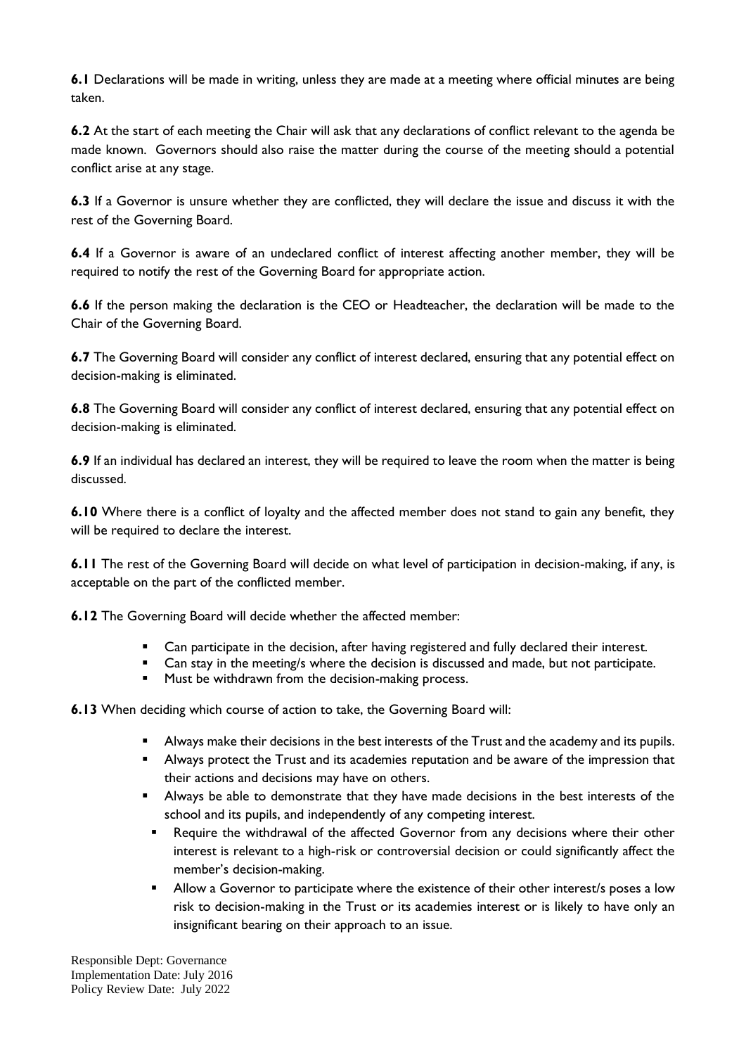**6.1** Declarations will be made in writing, unless they are made at a meeting where official minutes are being taken.

**6.2** At the start of each meeting the Chair will ask that any declarations of conflict relevant to the agenda be made known. Governors should also raise the matter during the course of the meeting should a potential conflict arise at any stage.

**6.3** If a Governor is unsure whether they are conflicted, they will declare the issue and discuss it with the rest of the Governing Board.

**6.4** If a Governor is aware of an undeclared conflict of interest affecting another member, they will be required to notify the rest of the Governing Board for appropriate action.

**6.6** If the person making the declaration is the CEO or Headteacher, the declaration will be made to the Chair of the Governing Board.

**6.7** The Governing Board will consider any conflict of interest declared, ensuring that any potential effect on decision-making is eliminated.

**6.8** The Governing Board will consider any conflict of interest declared, ensuring that any potential effect on decision-making is eliminated.

**6.9** If an individual has declared an interest, they will be required to leave the room when the matter is being discussed.

**6.10** Where there is a conflict of loyalty and the affected member does not stand to gain any benefit, they will be required to declare the interest.

**6.11** The rest of the Governing Board will decide on what level of participation in decision-making, if any, is acceptable on the part of the conflicted member.

**6.12** The Governing Board will decide whether the affected member:

- Can participate in the decision, after having registered and fully declared their interest.
- Can stay in the meeting/s where the decision is discussed and made, but not participate.
- Must be withdrawn from the decision-making process.

**6.13** When deciding which course of action to take, the Governing Board will:

- Always make their decisions in the best interests of the Trust and the academy and its pupils.
- Always protect the Trust and its academies reputation and be aware of the impression that their actions and decisions may have on others.
- Always be able to demonstrate that they have made decisions in the best interests of the school and its pupils, and independently of any competing interest.
- Require the withdrawal of the affected Governor from any decisions where their other interest is relevant to a high-risk or controversial decision or could significantly affect the member's decision-making.
- Allow a Governor to participate where the existence of their other interest/s poses a low risk to decision-making in the Trust or its academies interest or is likely to have only an insignificant bearing on their approach to an issue.

Responsible Dept: Governance
Implementation Date: July 2016
Policy Review Date: July 2022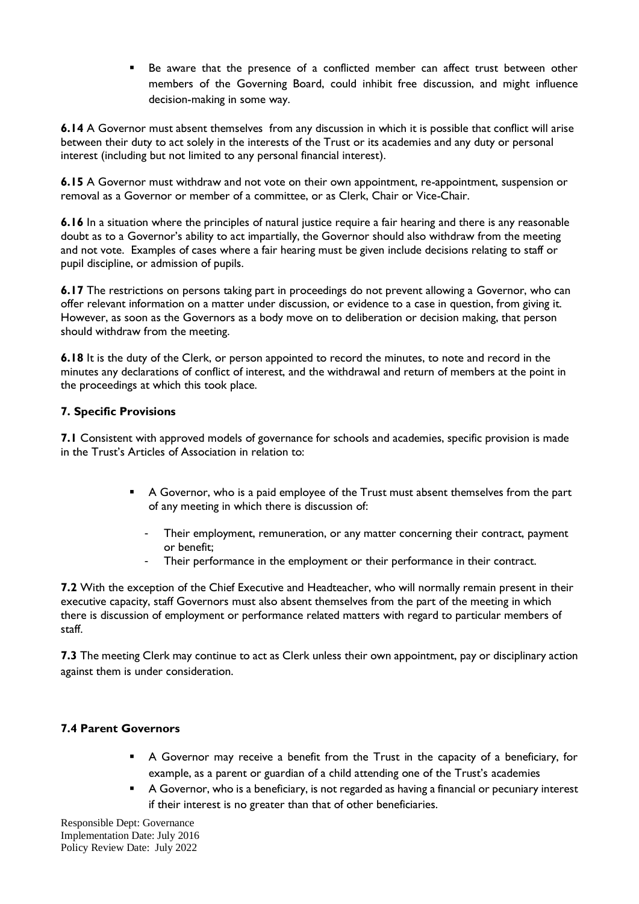- Be aware that the presence of a conflicted member can affect trust between other members of the Governing Board, could inhibit free discussion, and might influence decision-making in some way.

**6.14** A Governor must absent themselves from any discussion in which it is possible that conflict will arise between their duty to act solely in the interests of the Trust or its academies and any duty or personal interest (including but not limited to any personal financial interest).

**6.15** A Governor must withdraw and not vote on their own appointment, re-appointment, suspension or removal as a Governor or member of a committee, or as Clerk, Chair or Vice-Chair.

**6.16** In a situation where the principles of natural justice require a fair hearing and there is any reasonable doubt as to a Governor's ability to act impartially, the Governor should also withdraw from the meeting and not vote. Examples of cases where a fair hearing must be given include decisions relating to staff or pupil discipline, or admission of pupils.

**6.17** The restrictions on persons taking part in proceedings do not prevent allowing a Governor, who can offer relevant information on a matter under discussion, or evidence to a case in question, from giving it. However, as soon as the Governors as a body move on to deliberation or decision making, that person should withdraw from the meeting.

**6.18** It is the duty of the Clerk, or person appointed to record the minutes, to note and record in the minutes any declarations of conflict of interest, and the withdrawal and return of members at the point in the proceedings at which this took place.

### 7. Specific Provisions

**7.1** Consistent with approved models of governance for schools and academies, specific provision is made in the Trust's Articles of Association in relation to:

- A Governor, who is a paid employee of the Trust must absent themselves from the part of any meeting in which there is discussion of:
    - Their employment, remuneration, or any matter concerning their contract, payment or benefit;
    - Their performance in the employment or their performance in their contract.

**7.2** With the exception of the Chief Executive and Headteacher, who will normally remain present in their executive capacity, staff Governors must also absent themselves from the part of the meeting in which there is discussion of employment or performance related matters with regard to particular members of staff.

**7.3** The meeting Clerk may continue to act as Clerk unless their own appointment, pay or disciplinary action against them is under consideration.

### 7.4 Parent Governors

- A Governor may receive a benefit from the Trust in the capacity of a beneficiary, for example, as a parent or guardian of a child attending one of the Trust's academies
- A Governor, who is a beneficiary, is not regarded as having a financial or pecuniary interest if their interest is no greater than that of other beneficiaries.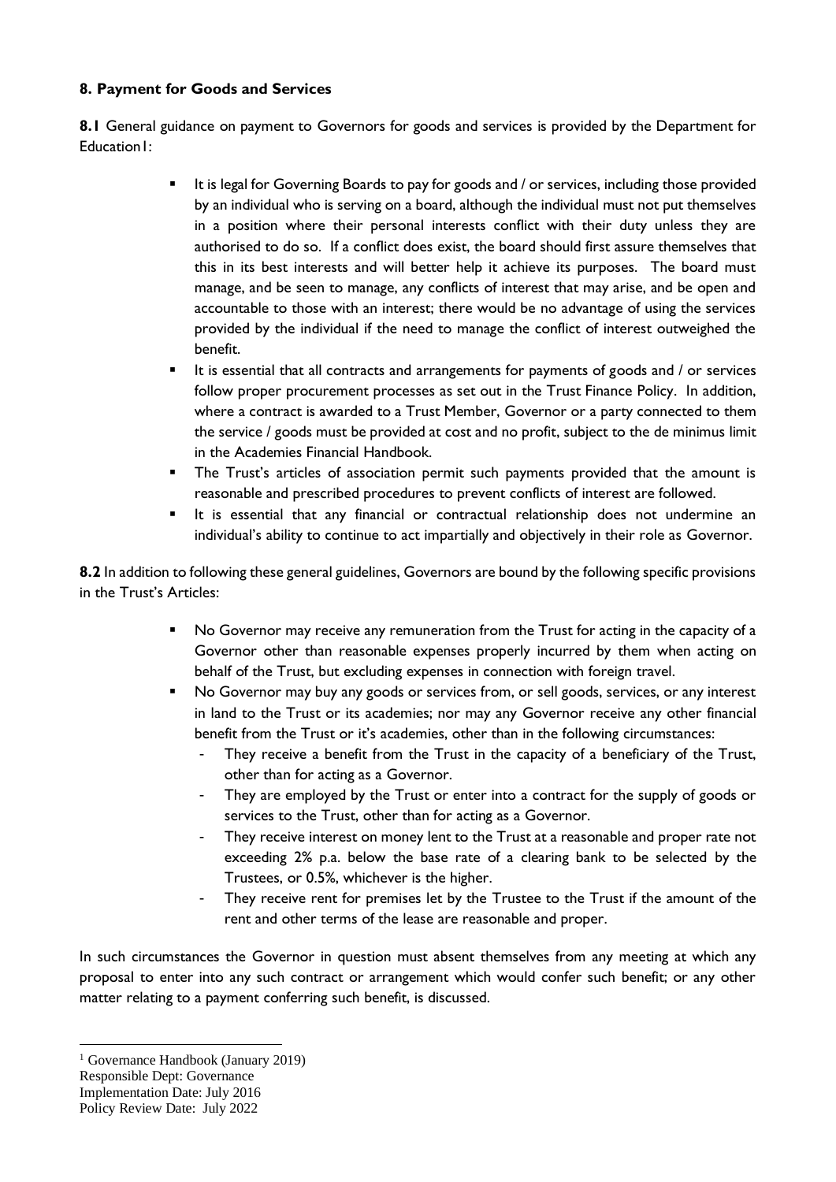**8. Payment for Goods and Services**

**8.1** General guidance on payment to Governors for goods and services is provided by the Department for Education[1]:

- It is legal for Governing Boards to pay for goods and / or services, including those provided by an individual who is serving on a board, although the individual must not put themselves in a position where their personal interests conflict with their duty unless they are authorised to do so. If a conflict does exist, the board should first assure themselves that this in its best interests and will better help it achieve its purposes. The board must manage, and be seen to manage, any conflicts of interest that may arise, and be open and accountable to those with an interest; there would be no advantage of using the services provided by the individual if the need to manage the conflict of interest outweighed the benefit.
- It is essential that all contracts and arrangements for payments of goods and / or services follow proper procurement processes as set out in the Trust Finance Policy. In addition, where a contract is awarded to a Trust Member, Governor or a party connected to them the service / goods must be provided at cost and no profit, subject to the de minimus limit in the Academies Financial Handbook.
- The Trust's articles of association permit such payments provided that the amount is reasonable and prescribed procedures to prevent conflicts of interest are followed.
- It is essential that any financial or contractual relationship does not undermine an individual's ability to continue to act impartially and objectively in their role as Governor.

**8.2** In addition to following these general guidelines, Governors are bound by the following specific provisions in the Trust's Articles:

- No Governor may receive any remuneration from the Trust for acting in the capacity of a Governor other than reasonable expenses properly incurred by them when acting on behalf of the Trust, but excluding expenses in connection with foreign travel.
- No Governor may buy any goods or services from, or sell goods, services, or any interest in land to the Trust or its academies; nor may any Governor receive any other financial benefit from the Trust or it's academies, other than in the following circumstances:
  - They receive a benefit from the Trust in the capacity of a beneficiary of the Trust, other than for acting as a Governor.
  - They are employed by the Trust or enter into a contract for the supply of goods or services to the Trust, other than for acting as a Governor.
  - They receive interest on money lent to the Trust at a reasonable and proper rate not exceeding 2% p.a. below the base rate of a clearing bank to be selected by the Trustees, or 0.5%, whichever is the higher.
  - They receive rent for premises let by the Trustee to the Trust if the amount of the rent and other terms of the lease are reasonable and proper.

In such circumstances the Governor in question must absent themselves from any meeting at which any proposal to enter into any such contract or arrangement which would confer such benefit; or any other matter relating to a payment conferring such benefit, is discussed.

---

[1] Governance Handbook (January 2019)

Responsible Dept: Governance
Implementation Date: July 2016
Policy Review Date: July 2022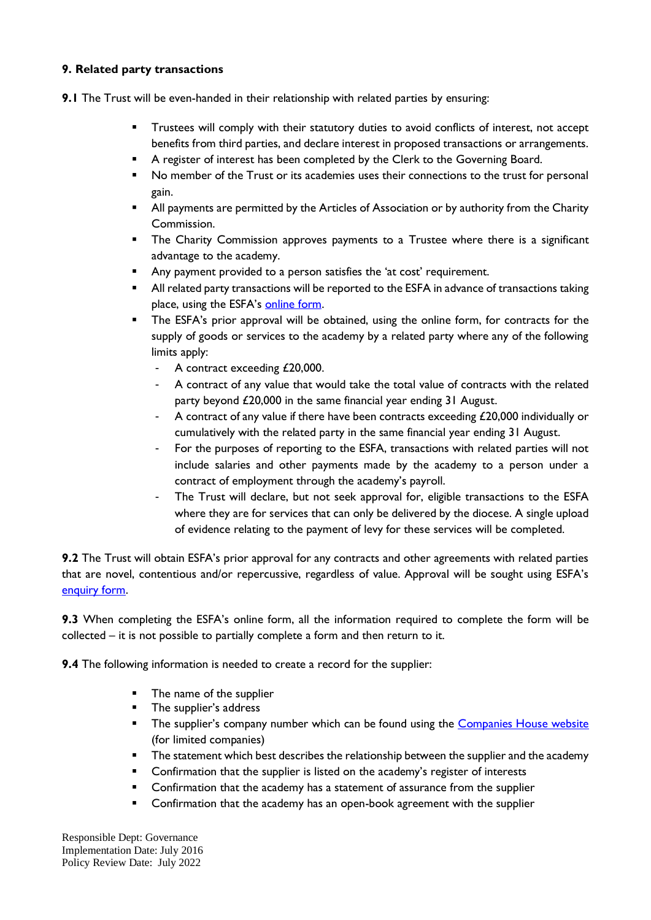**9. Related party transactions**

**9.1** The Trust will be even-handed in their relationship with related parties by ensuring:

- Trustees will comply with their statutory duties to avoid conflicts of interest, not accept benefits from third parties, and declare interest in proposed transactions or arrangements.
- A register of interest has been completed by the Clerk to the Governing Board.
- No member of the Trust or its academies uses their connections to the trust for personal gain.
- All payments are permitted by the Articles of Association or by authority from the Charity Commission.
- The Charity Commission approves payments to a Trustee where there is a significant advantage to the academy.
- Any payment provided to a person satisfies the 'at cost' requirement.
- All related party transactions will be reported to the ESFA in advance of transactions taking place, using the ESFA's online form.
- The ESFA's prior approval will be obtained, using the online form, for contracts for the supply of goods or services to the academy by a related party where any of the following limits apply:
  - A contract exceeding £20,000.
  - A contract of any value that would take the total value of contracts with the related party beyond £20,000 in the same financial year ending 31 August.
  - A contract of any value if there have been contracts exceeding £20,000 individually or cumulatively with the related party in the same financial year ending 31 August.
  - For the purposes of reporting to the ESFA, transactions with related parties will not include salaries and other payments made by the academy to a person under a contract of employment through the academy's payroll.
  - The Trust will declare, but not seek approval for, eligible transactions to the ESFA where they are for services that can only be delivered by the diocese. A single upload of evidence relating to the payment of levy for these services will be completed.

**9.2** The Trust will obtain ESFA's prior approval for any contracts and other agreements with related parties that are novel, contentious and/or repercussive, regardless of value. Approval will be sought using ESFA's enquiry form.

**9.3** When completing the ESFA's online form, all the information required to complete the form will be collected – it is not possible to partially complete a form and then return to it.

**9.4** The following information is needed to create a record for the supplier:

- The name of the supplier
- The supplier's address
- The supplier's company number which can be found using the Companies House website (for limited companies)
- The statement which best describes the relationship between the supplier and the academy
- Confirmation that the supplier is listed on the academy's register of interests
- Confirmation that the academy has a statement of assurance from the supplier
- Confirmation that the academy has an open-book agreement with the supplier

Responsible Dept: Governance
Implementation Date: July 2016
Policy Review Date: July 2022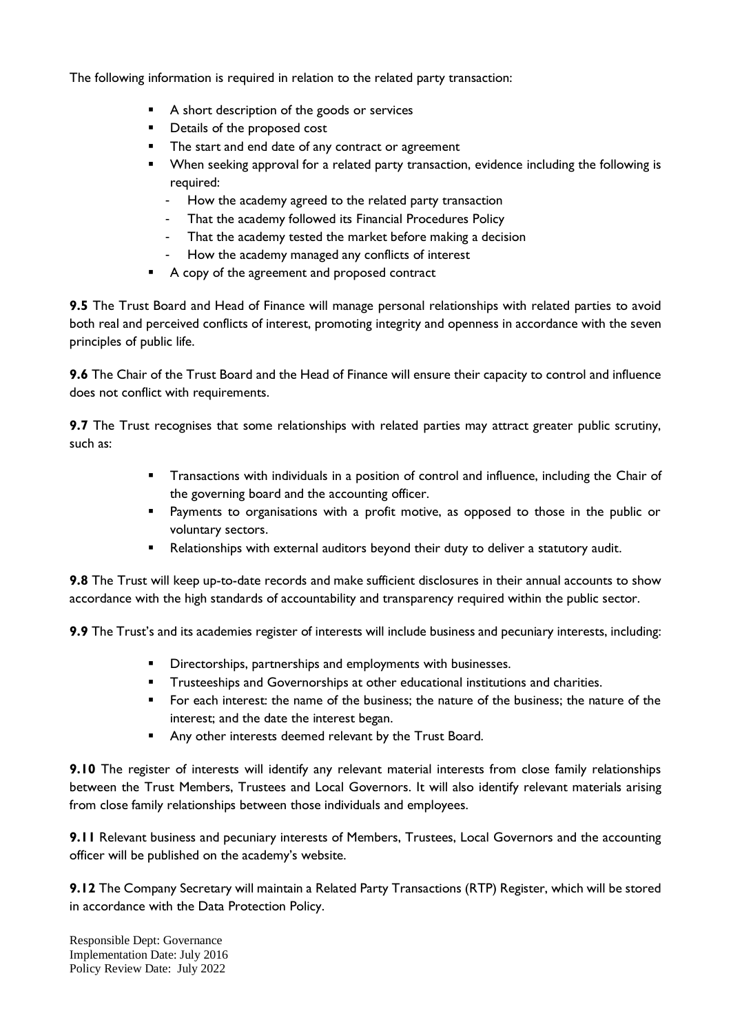The following information is required in relation to the related party transaction:

- A short description of the goods or services
- Details of the proposed cost
- The start and end date of any contract or agreement
- When seeking approval for a related party transaction, evidence including the following is required:
  - How the academy agreed to the related party transaction
  - That the academy followed its Financial Procedures Policy
  - That the academy tested the market before making a decision
  - How the academy managed any conflicts of interest
- A copy of the agreement and proposed contract

**9.5** The Trust Board and Head of Finance will manage personal relationships with related parties to avoid both real and perceived conflicts of interest, promoting integrity and openness in accordance with the seven principles of public life.

**9.6** The Chair of the Trust Board and the Head of Finance will ensure their capacity to control and influence does not conflict with requirements.

**9.7** The Trust recognises that some relationships with related parties may attract greater public scrutiny, such as:

- Transactions with individuals in a position of control and influence, including the Chair of the governing board and the accounting officer.
- Payments to organisations with a profit motive, as opposed to those in the public or voluntary sectors.
- Relationships with external auditors beyond their duty to deliver a statutory audit.

**9.8** The Trust will keep up-to-date records and make sufficient disclosures in their annual accounts to show accordance with the high standards of accountability and transparency required within the public sector.

**9.9** The Trust's and its academies register of interests will include business and pecuniary interests, including:

- Directorships, partnerships and employments with businesses.
- Trusteeships and Governorships at other educational institutions and charities.
- For each interest: the name of the business; the nature of the business; the nature of the interest; and the date the interest began.
- Any other interests deemed relevant by the Trust Board.

**9.10** The register of interests will identify any relevant material interests from close family relationships between the Trust Members, Trustees and Local Governors. It will also identify relevant materials arising from close family relationships between those individuals and employees.

**9.11** Relevant business and pecuniary interests of Members, Trustees, Local Governors and the accounting officer will be published on the academy's website.

**9.12** The Company Secretary will maintain a Related Party Transactions (RTP) Register, which will be stored in accordance with the Data Protection Policy.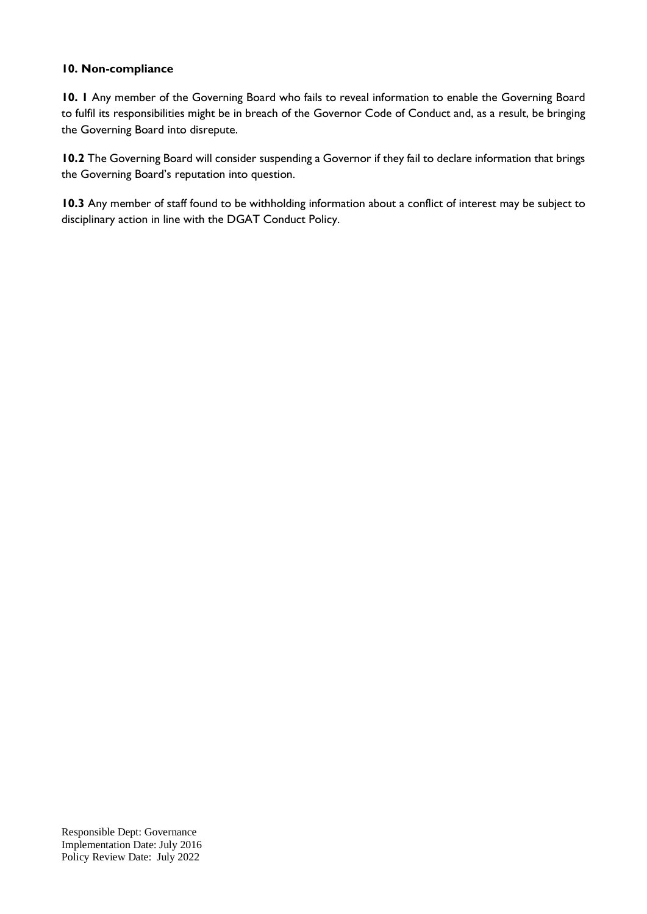## 10. Non-compliance

**10. 1** Any member of the Governing Board who fails to reveal information to enable the Governing Board to fulfil its responsibilities might be in breach of the Governor Code of Conduct and, as a result, be bringing the Governing Board into disrepute.

**10.2** The Governing Board will consider suspending a Governor if they fail to declare information that brings the Governing Board's reputation into question.

**10.3** Any member of staff found to be withholding information about a conflict of interest may be subject to disciplinary action in line with the DGAT Conduct Policy.

Responsible Dept: Governance
Implementation Date: July 2016
Policy Review Date: July 2022